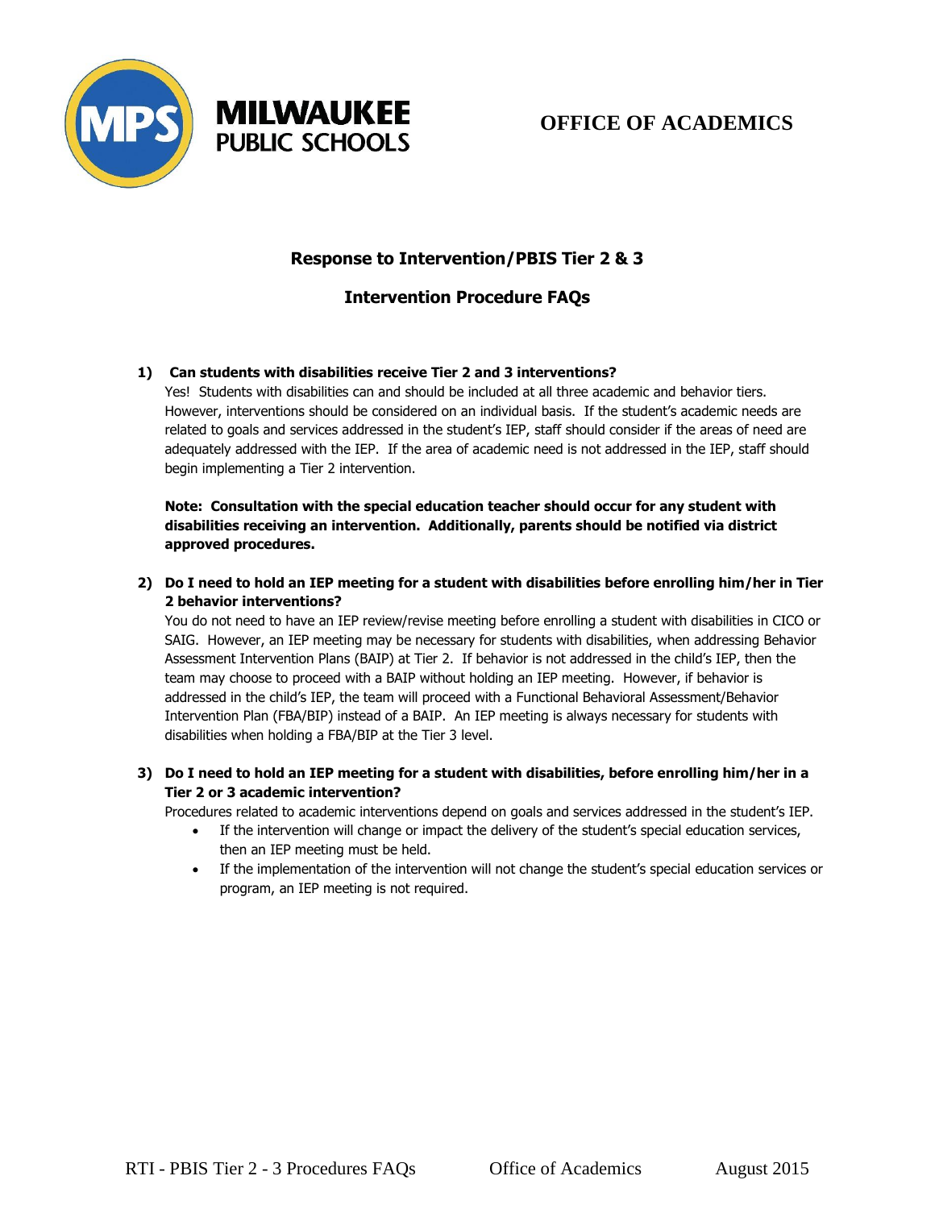**MILWAUKEE PUBLIC SCHOOLS**

**OFFICE OF ACADEMICS**

## Response to Intervention/PBIS Tier 2 & 3

## Intervention Procedure FAQs

**1) Can students with disabilities receive Tier 2 and 3 interventions?**

Yes! Students with disabilities can and should be included at all three academic and behavior tiers. However, interventions should be considered on an individual basis. If the student's academic needs are related to goals and services addressed in the student's IEP, staff should consider if the areas of need are adequately addressed with the IEP. If the area of academic need is not addressed in the IEP, staff should begin implementing a Tier 2 intervention.

**Note: Consultation with the special education teacher should occur for any student with disabilities receiving an intervention. Additionally, parents should be notified via district approved procedures.**

**2) Do I need to hold an IEP meeting for a student with disabilities before enrolling him/her in Tier 2 behavior interventions?**

You do not need to have an IEP review/revise meeting before enrolling a student with disabilities in CICO or SAIG. However, an IEP meeting may be necessary for students with disabilities, when addressing Behavior Assessment Intervention Plans (BAIP) at Tier 2. If behavior is not addressed in the child's IEP, then the team may choose to proceed with a BAIP without holding an IEP meeting. However, if behavior is addressed in the child's IEP, the team will proceed with a Functional Behavioral Assessment/Behavior Intervention Plan (FBA/BIP) instead of a BAIP. An IEP meeting is always necessary for students with disabilities when holding a FBA/BIP at the Tier 3 level.

**3) Do I need to hold an IEP meeting for a student with disabilities, before enrolling him/her in a Tier 2 or 3 academic intervention?**

Procedures related to academic interventions depend on goals and services addressed in the student's IEP.

- If the intervention will change or impact the delivery of the student's special education services, then an IEP meeting must be held.
- If the implementation of the intervention will not change the student's special education services or program, an IEP meeting is not required.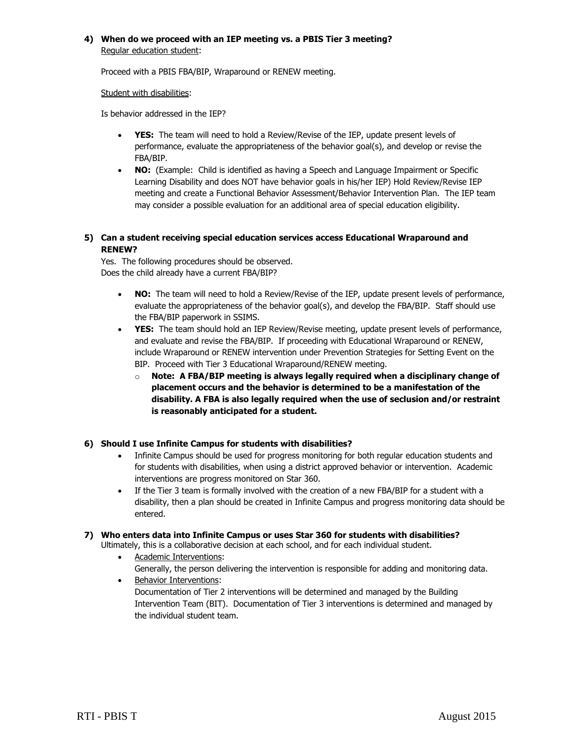**4) When do we proceed with an IEP meeting vs. a PBIS Tier 3 meeting?**

Regular education student:

Proceed with a PBIS FBA/BIP, Wraparound or RENEW meeting.

Student with disabilities:

Is behavior addressed in the IEP?

- **YES:** The team will need to hold a Review/Revise of the IEP, update present levels of performance, evaluate the appropriateness of the behavior goal(s), and develop or revise the FBA/BIP.
- **NO:** (Example: Child is identified as having a Speech and Language Impairment or Specific Learning Disability and does NOT have behavior goals in his/her IEP) Hold Review/Revise IEP meeting and create a Functional Behavior Assessment/Behavior Intervention Plan. The IEP team may consider a possible evaluation for an additional area of special education eligibility.

**5) Can a student receiving special education services access Educational Wraparound and RENEW?**

Yes. The following procedures should be observed.
Does the child already have a current FBA/BIP?

- **NO:** The team will need to hold a Review/Revise of the IEP, update present levels of performance, evaluate the appropriateness of the behavior goal(s), and develop the FBA/BIP. Staff should use the FBA/BIP paperwork in SSIMS.
- **YES:** The team should hold an IEP Review/Revise meeting, update present levels of performance, and evaluate and revise the FBA/BIP. If proceeding with Educational Wraparound or RENEW, include Wraparound or RENEW intervention under Prevention Strategies for Setting Event on the BIP. Proceed with Tier 3 Educational Wraparound/RENEW meeting.
    - **Note: A FBA/BIP meeting is always legally required when a disciplinary change of placement occurs and the behavior is determined to be a manifestation of the disability. A FBA is also legally required when the use of seclusion and/or restraint is reasonably anticipated for a student.**

**6) Should I use Infinite Campus for students with disabilities?**

- Infinite Campus should be used for progress monitoring for both regular education students and for students with disabilities, when using a district approved behavior or intervention. Academic interventions are progress monitored on Star 360.
- If the Tier 3 team is formally involved with the creation of a new FBA/BIP for a student with a disability, then a plan should be created in Infinite Campus and progress monitoring data should be entered.

**7) Who enters data into Infinite Campus or uses Star 360 for students with disabilities?**

Ultimately, this is a collaborative decision at each school, and for each individual student.

- Academic Interventions:
  Generally, the person delivering the intervention is responsible for adding and monitoring data.
- Behavior Interventions:
  Documentation of Tier 2 interventions will be determined and managed by the Building Intervention Team (BIT). Documentation of Tier 3 interventions is determined and managed by the individual student team.